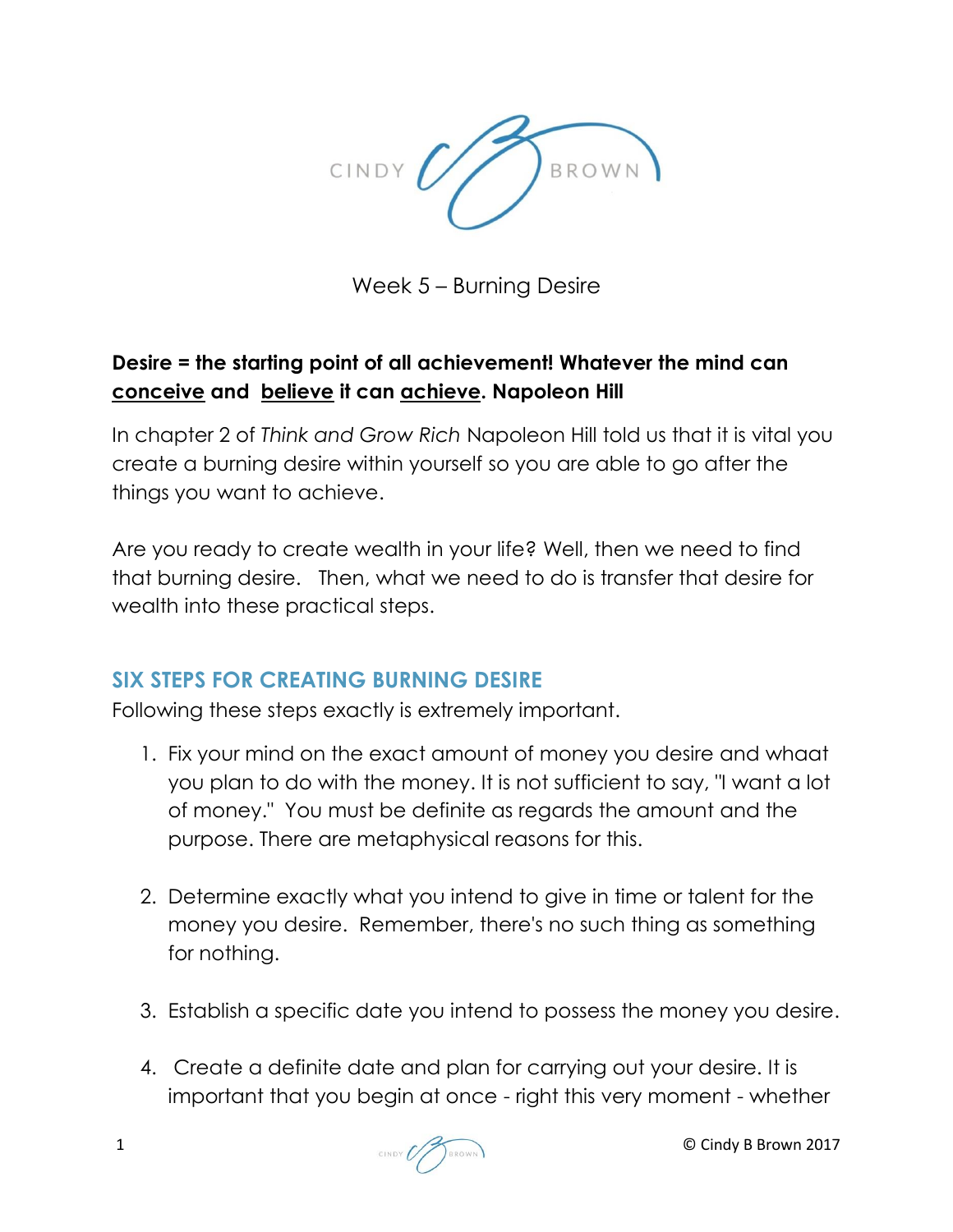Week 5 – Burning Desire

**Desire = the starting point of all achievement! Whatever the mind can <u>conceive</u> and <u>believe</u> it can <u>achieve</u>. Napoleon Hill**

In chapter 2 of *Think and Grow Rich* Napoleon Hill told us that it is vital you create a burning desire within yourself so you are able to go after the things you want to achieve.

Are you ready to create wealth in your life? Well, then we need to find that burning desire. Then, what we need to do is transfer that desire for wealth into these practical steps.

## SIX STEPS FOR CREATING BURNING DESIRE

Following these steps exactly is extremely important.

1. Fix your mind on the exact amount of money you desire and whaat you plan to do with the money. It is not sufficient to say, "I want a lot of money." You must be definite as regards the amount and the purpose. There are metaphysical reasons for this.

2. Determine exactly what you intend to give in time or talent for the money you desire. Remember, there's no such thing as something for nothing.

3. Establish a specific date you intend to possess the money you desire.

4. Create a definite date and plan for carrying out your desire. It is important that you begin at once - right this very moment - whether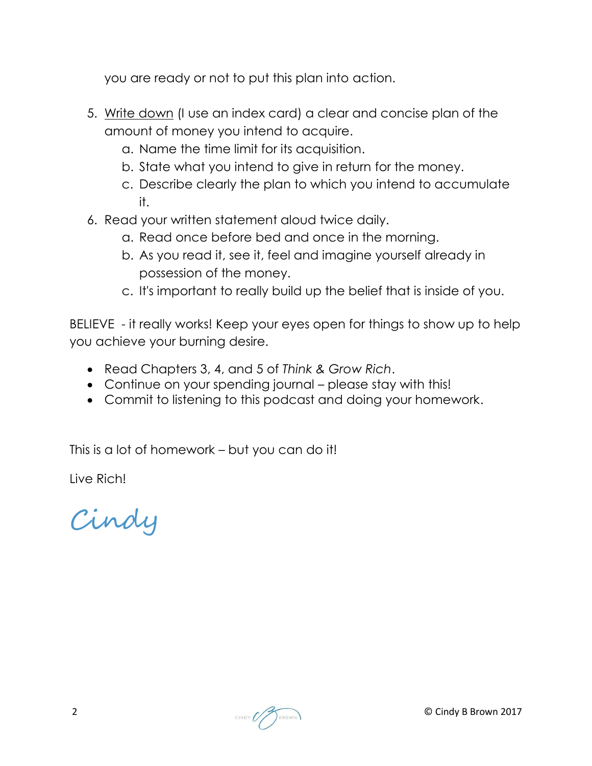you are ready or not to put this plan into action.

5. Write down (I use an index card) a clear and concise plan of the amount of money you intend to acquire.
    a. Name the time limit for its acquisition.
    b. State what you intend to give in return for the money.
    c. Describe clearly the plan to which you intend to accumulate it.
6. Read your written statement aloud twice daily.
    a. Read once before bed and once in the morning.
    b. As you read it, see it, feel and imagine yourself already in possession of the money.
    c. It's important to really build up the belief that is inside of you.

BELIEVE - it really works! Keep your eyes open for things to show up to help you achieve your burning desire.

- Read Chapters 3, 4, and 5 of *Think & Grow Rich*.
- Continue on your spending journal – please stay with this!
- Commit to listening to this podcast and doing your homework.

This is a lot of homework – but you can do it!

Live Rich!

Cindy

© Cindy B Brown 2017